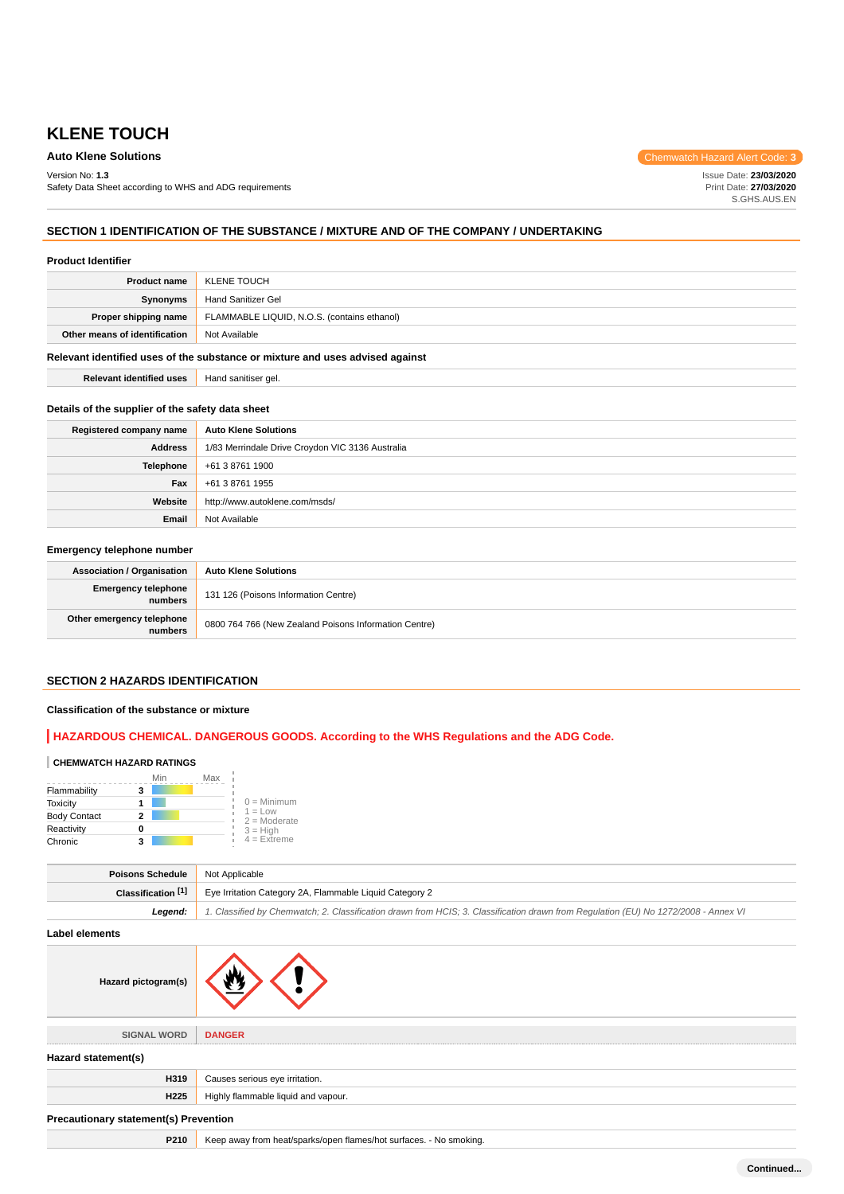# KLENE TOUCH

**Auto Klene Solutions**

Chemwatch Hazard Alert Code: **3**

Version No: **1.3**
Safety Data Sheet according to WHS and ADG requirements

Issue Date: **23/03/2020**
Print Date: **27/03/2020**
S.GHS.AUS.EN

## SECTION 1 IDENTIFICATION OF THE SUBSTANCE / MIXTURE AND OF THE COMPANY / UNDERTAKING

### Product Identifier

| | |
|---|---|
| **Product name** | KLENE TOUCH |
| **Synonyms** | Hand Sanitizer Gel |
| **Proper shipping name** | FLAMMABLE LIQUID, N.O.S. (contains ethanol) |
| **Other means of identification** | Not Available |

### Relevant identified uses of the substance or mixture and uses advised against

| | |
|---|---|
| **Relevant identified uses** | Hand sanitiser gel. |

### Details of the supplier of the safety data sheet

| | |
|---|---|
| **Registered company name** | **Auto Klene Solutions** |
| **Address** | 1/83 Merrindale Drive Croydon VIC 3136 Australia |
| **Telephone** | +61 3 8761 1900 |
| **Fax** | +61 3 8761 1955 |
| **Website** | http://www.autoklene.com/msds/ |
| **Email** | Not Available |

### Emergency telephone number

| | |
|---|---|
| **Association / Organisation** | **Auto Klene Solutions** |
| **Emergency telephone numbers** | 131 126 (Poisons Information Centre) |
| **Other emergency telephone numbers** | 0800 764 766 (New Zealand Poisons Information Centre) |

## SECTION 2 HAZARDS IDENTIFICATION

### Classification of the substance or mixture

**HAZARDOUS CHEMICAL. DANGEROUS GOODS. According to the WHS Regulations and the ADG Code.**

**CHEMWATCH HAZARD RATINGS**

| | Rating |
|---|---|
| Flammability | 3 |
| Toxicity | 1 |
| Body Contact | 2 |
| Reactivity | 0 |
| Chronic | 3 |

0 = Minimum
1 = Low
2 = Moderate
3 = High
4 = Extreme

| | |
|---|---|
| **Poisons Schedule** | Not Applicable |
| **Classification [1]** | Eye Irritation Category 2A, Flammable Liquid Category 2 |
| ***Legend:*** | *1. Classified by Chemwatch; 2. Classification drawn from HCIS; 3. Classification drawn from Regulation (EU) No 1272/2008 - Annex VI* |

### Label elements

| | |
|---|---|
| **Hazard pictogram(s)** | |
| SIGNAL WORD | **DANGER** |

### Hazard statement(s)

| | |
|---|---|
| **H319** | Causes serious eye irritation. |
| **H225** | Highly flammable liquid and vapour. |

### Precautionary statement(s) Prevention

| | |
|---|---|
| **P210** | Keep away from heat/sparks/open flames/hot surfaces. - No smoking. |

**Continued...**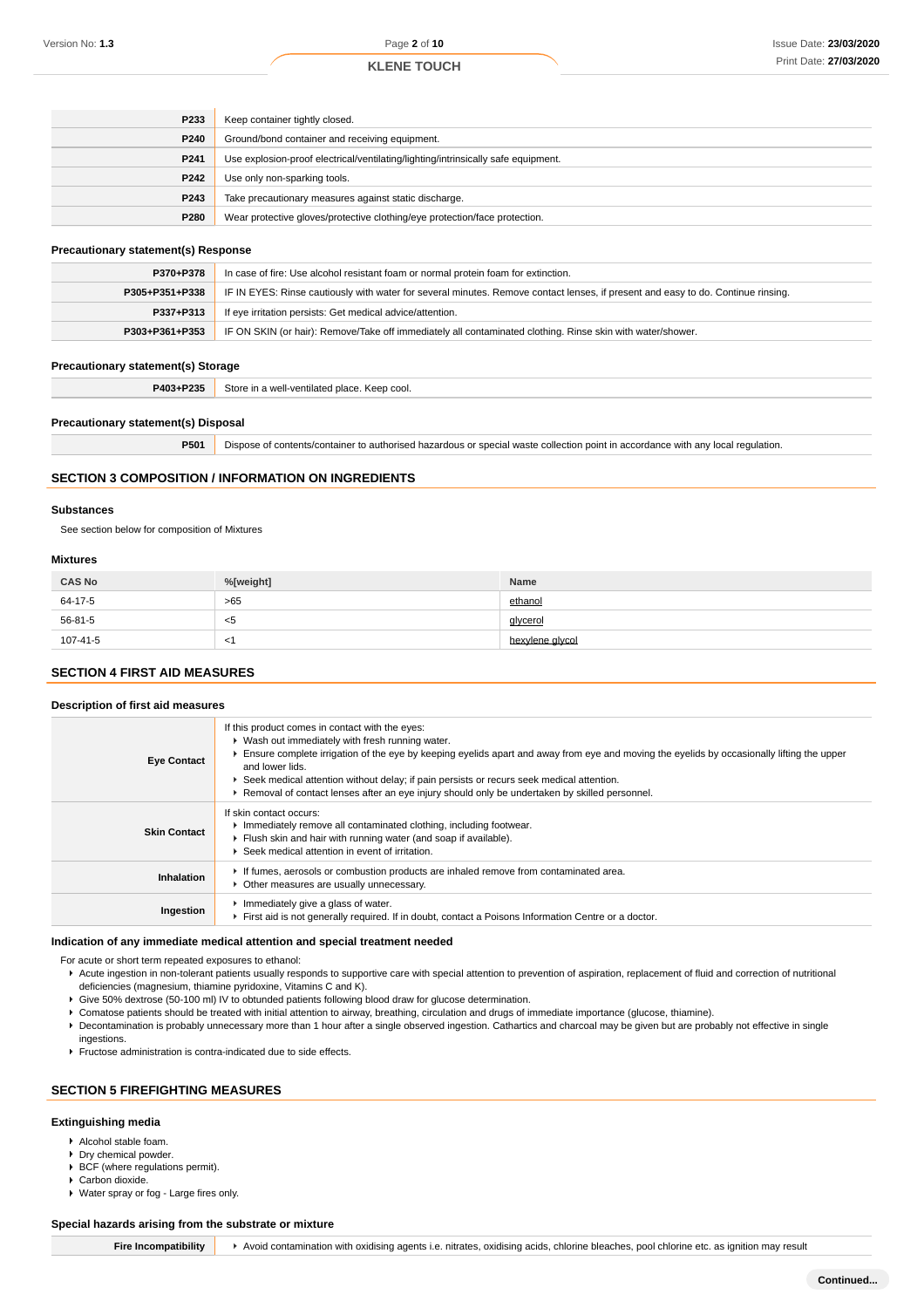| | |
|---|---|
| **P233** | Keep container tightly closed. |
| **P240** | Ground/bond container and receiving equipment. |
| **P241** | Use explosion-proof electrical/ventilating/lighting/intrinsically safe equipment. |
| **P242** | Use only non-sparking tools. |
| **P243** | Take precautionary measures against static discharge. |
| **P280** | Wear protective gloves/protective clothing/eye protection/face protection. |

### Precautionary statement(s) Response

| | |
|---|---|
| **P370+P378** | In case of fire: Use alcohol resistant foam or normal protein foam for extinction. |
| **P305+P351+P338** | IF IN EYES: Rinse cautiously with water for several minutes. Remove contact lenses, if present and easy to do. Continue rinsing. |
| **P337+P313** | If eye irritation persists: Get medical advice/attention. |
| **P303+P361+P353** | IF ON SKIN (or hair): Remove/Take off immediately all contaminated clothing. Rinse skin with water/shower. |

### Precautionary statement(s) Storage

| | |
|---|---|
| **P403+P235** | Store in a well-ventilated place. Keep cool. |

### Precautionary statement(s) Disposal

| | |
|---|---|
| **P501** | Dispose of contents/container to authorised hazardous or special waste collection point in accordance with any local regulation. |

## SECTION 3 COMPOSITION / INFORMATION ON INGREDIENTS

### Substances

See section below for composition of Mixtures

### Mixtures

| CAS No | %[weight] | Name |
|---|---|---|
| 64-17-5 | >65 | ethanol |
| 56-81-5 | <5 | glycerol |
| 107-41-5 | <1 | hexylene glycol |

## SECTION 4 FIRST AID MEASURES

### Description of first aid measures

| | |
|---|---|
| **Eye Contact** | If this product comes in contact with the eyes:<br>▸ Wash out immediately with fresh running water.<br>▸ Ensure complete irrigation of the eye by keeping eyelids apart and away from eye and moving the eyelids by occasionally lifting the upper and lower lids.<br>▸ Seek medical attention without delay; if pain persists or recurs seek medical attention.<br>▸ Removal of contact lenses after an eye injury should only be undertaken by skilled personnel. |
| **Skin Contact** | If skin contact occurs:<br>▸ Immediately remove all contaminated clothing, including footwear.<br>▸ Flush skin and hair with running water (and soap if available).<br>▸ Seek medical attention in event of irritation. |
| **Inhalation** | ▸ If fumes, aerosols or combustion products are inhaled remove from contaminated area.<br>▸ Other measures are usually unnecessary. |
| **Ingestion** | ▸ Immediately give a glass of water.<br>▸ First aid is not generally required. If in doubt, contact a Poisons Information Centre or a doctor. |

### Indication of any immediate medical attention and special treatment needed

For acute or short term repeated exposures to ethanol:

- Acute ingestion in non-tolerant patients usually responds to supportive care with special attention to prevention of aspiration, replacement of fluid and correction of nutritional deficiencies (magnesium, thiamine pyridoxine, Vitamins C and K).
- Give 50% dextrose (50-100 ml) IV to obtunded patients following blood draw for glucose determination.
- Comatose patients should be treated with initial attention to airway, breathing, circulation and drugs of immediate importance (glucose, thiamine).
- Decontamination is probably unnecessary more than 1 hour after a single observed ingestion. Cathartics and charcoal may be given but are probably not effective in single ingestions.
- Fructose administration is contra-indicated due to side effects.

## SECTION 5 FIREFIGHTING MEASURES

### Extinguishing media

- Alcohol stable foam.
- Dry chemical powder.
- BCF (where regulations permit).
- Carbon dioxide.
- Water spray or fog - Large fires only.

### Special hazards arising from the substrate or mixture

| | |
|---|---|
| **Fire Incompatibility** | ▸ Avoid contamination with oxidising agents i.e. nitrates, oxidising acids, chlorine bleaches, pool chlorine etc. as ignition may result |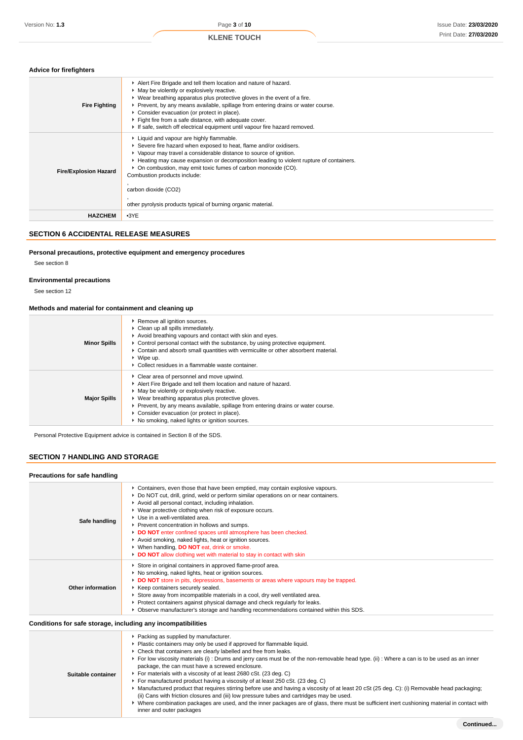### Advice for firefighters

| | |
|---|---|
| **Fire Fighting** | ▸ Alert Fire Brigade and tell them location and nature of hazard.<br>▸ May be violently or explosively reactive.<br>▸ Wear breathing apparatus plus protective gloves in the event of a fire.<br>▸ Prevent, by any means available, spillage from entering drains or water course.<br>▸ Consider evacuation (or protect in place).<br>▸ Fight fire from a safe distance, with adequate cover.<br>▸ If safe, switch off electrical equipment until vapour fire hazard removed. |
| **Fire/Explosion Hazard** | ▸ Liquid and vapour are highly flammable.<br>▸ Severe fire hazard when exposed to heat, flame and/or oxidisers.<br>▸ Vapour may travel a considerable distance to source of ignition.<br>▸ Heating may cause expansion or decomposition leading to violent rupture of containers.<br>▸ On combustion, may emit toxic fumes of carbon monoxide (CO).<br>Combustion products include:<br>,<br>carbon dioxide ($CO_2$)<br>,<br>other pyrolysis products typical of burning organic material. |
| **HAZCHEM** | •3YE |

## SECTION 6 ACCIDENTAL RELEASE MEASURES

### Personal precautions, protective equipment and emergency procedures

See section 8

### Environmental precautions

See section 12

### Methods and material for containment and cleaning up

| | |
|---|---|
| **Minor Spills** | ▸ Remove all ignition sources.<br>▸ Clean up all spills immediately.<br>▸ Avoid breathing vapours and contact with skin and eyes.<br>▸ Control personal contact with the substance, by using protective equipment.<br>▸ Contain and absorb small quantities with vermiculite or other absorbent material.<br>▸ Wipe up.<br>▸ Collect residues in a flammable waste container. |
| **Major Spills** | ▸ Clear area of personnel and move upwind.<br>▸ Alert Fire Brigade and tell them location and nature of hazard.<br>▸ May be violently or explosively reactive.<br>▸ Wear breathing apparatus plus protective gloves.<br>▸ Prevent, by any means available, spillage from entering drains or water course.<br>▸ Consider evacuation (or protect in place).<br>▸ No smoking, naked lights or ignition sources. |

Personal Protective Equipment advice is contained in Section 8 of the SDS.

## SECTION 7 HANDLING AND STORAGE

### Precautions for safe handling

| | |
|---|---|
| **Safe handling** | ▸ Containers, even those that have been emptied, may contain explosive vapours.<br>▸ Do NOT cut, drill, grind, weld or perform similar operations on or near containers.<br>▸ Avoid all personal contact, including inhalation.<br>▸ Wear protective clothing when risk of exposure occurs.<br>▸ Use in a well-ventilated area.<br>▸ Prevent concentration in hollows and sumps.<br>▸ **DO NOT** enter confined spaces until atmosphere has been checked.<br>▸ Avoid smoking, naked lights, heat or ignition sources.<br>▸ When handling, **DO NOT** eat, drink or smoke.<br>▸ **DO NOT** allow clothing wet with material to stay in contact with skin |
| **Other information** | ▸ Store in original containers in approved flame-proof area.<br>▸ No smoking, naked lights, heat or ignition sources.<br>▸ **DO NOT** store in pits, depressions, basements or areas where vapours may be trapped.<br>▸ Keep containers securely sealed.<br>▸ Store away from incompatible materials in a cool, dry well ventilated area.<br>▸ Protect containers against physical damage and check regularly for leaks.<br>▸ Observe manufacturer's storage and handling recommendations contained within this SDS. |

### Conditions for safe storage, including any incompatibilities

| | |
|---|---|
| **Suitable container** | ▸ Packing as supplied by manufacturer.<br>▸ Plastic containers may only be used if approved for flammable liquid.<br>▸ Check that containers are clearly labelled and free from leaks.<br>▸ For low viscosity materials (i) : Drums and jerry cans must be of the non-removable head type. (ii) : Where a can is to be used as an inner package, the can must have a screwed enclosure.<br>▸ For materials with a viscosity of at least 2680 cSt. (23 deg. C)<br>▸ For manufactured product having a viscosity of at least 250 cSt. (23 deg. C)<br>▸ Manufactured product that requires stirring before use and having a viscosity of at least 20 cSt (25 deg. C): (i) Removable head packaging; (ii) Cans with friction closures and (iii) low pressure tubes and cartridges may be used.<br>▸ Where combination packages are used, and the inner packages are of glass, there must be sufficient inert cushioning material in contact with inner and outer packages |

**Continued...**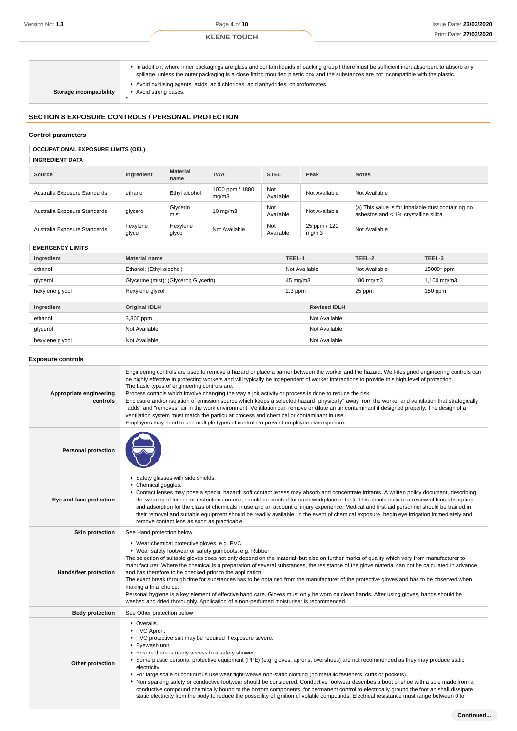| | |
|---|---|
| | ▸ In addition, where inner packagings are glass and contain liquids of packing group I there must be sufficient inert absorbent to absorb any spillage, unless the outer packaging is a close fitting moulded plastic box and the substances are not incompatible with the plastic. |
| **Storage incompatibility** | ▸ Avoid oxidising agents, acids, acid chlorides, acid anhydrides, chloroformates.<br>▸ Avoid strong bases.<br>* |

## SECTION 8 EXPOSURE CONTROLS / PERSONAL PROTECTION

### Control parameters

#### OCCUPATIONAL EXPOSURE LIMITS (OEL)

#### INGREDIENT DATA

| Source | Ingredient | Material name | TWA | STEL | Peak | Notes |
|---|---|---|---|---|---|---|
| Australia Exposure Standards | ethanol | Ethyl alcohol | 1000 ppm / 1880 mg/m3 | Not Available | Not Available | Not Available |
| Australia Exposure Standards | glycerol | Glycerin mist | 10 mg/m3 | Not Available | Not Available | (a) This value is for inhalable dust containing no asbestos and < 1% crystalline silica. |
| Australia Exposure Standards | hexylene glycol | Hexylene glycol | Not Available | Not Available | 25 ppm / 121 mg/m3 | Not Available |

#### EMERGENCY LIMITS

| Ingredient | Material name | TEEL-1 | TEEL-2 | TEEL-3 |
|---|---|---|---|---|
| ethanol | Ethanol: (Ethyl alcohol) | Not Available | Not Available | 15000* ppm |
| glycerol | Glycerine (mist); (Glycerol; Glycerin) | 45 mg/m3 | 180 mg/m3 | 1,100 mg/m3 |
| hexylene glycol | Hexylene glycol | 2.3 ppm | 25 ppm | 150 ppm |

| Ingredient | Original IDLH | Revised IDLH |
|---|---|---|
| ethanol | 3,300 ppm | Not Available |
| glycerol | Not Available | Not Available |
| hexylene glycol | Not Available | Not Available |

### Exposure controls

| | |
|---|---|
| **Appropriate engineering controls** | Engineering controls are used to remove a hazard or place a barrier between the worker and the hazard. Well-designed engineering controls can be highly effective in protecting workers and will typically be independent of worker interactions to provide this high level of protection.<br>The basic types of engineering controls are:<br>Process controls which involve changing the way a job activity or process is done to reduce the risk.<br>Enclosure and/or isolation of emission source which keeps a selected hazard "physically" away from the worker and ventilation that strategically "adds" and "removes" air in the work environment. Ventilation can remove or dilute an air contaminant if designed properly. The design of a ventilation system must match the particular process and chemical or contaminant in use.<br>Employers may need to use multiple types of controls to prevent employee overexposure. |
| **Personal protection** | |
| **Eye and face protection** | ▸ Safety glasses with side shields.<br>▸ Chemical goggles.<br>▸ Contact lenses may pose a special hazard; soft contact lenses may absorb and concentrate irritants. A written policy document, describing the wearing of lenses or restrictions on use, should be created for each workplace or task. This should include a review of lens absorption and adsorption for the class of chemicals in use and an account of injury experience. Medical and first-aid personnel should be trained in their removal and suitable equipment should be readily available. In the event of chemical exposure, begin eye irrigation immediately and remove contact lens as soon as practicable. |
| **Skin protection** | See Hand protection below |
| **Hands/feet protection** | ▸ Wear chemical protective gloves, e.g. PVC.<br>▸ Wear safety footwear or safety gumboots, e.g. Rubber<br>The selection of suitable gloves does not only depend on the material, but also on further marks of quality which vary from manufacturer to manufacturer. Where the chemical is a preparation of several substances, the resistance of the glove material can not be calculated in advance and has therefore to be checked prior to the application.<br>The exact break through time for substances has to be obtained from the manufacturer of the protective gloves and.has to be observed when making a final choice.<br>Personal hygiene is a key element of effective hand care. Gloves must only be worn on clean hands. After using gloves, hands should be washed and dried thoroughly. Application of a non-perfumed moisturiser is recommended. |
| **Body protection** | See Other protection below |
| **Other protection** | ▸ Overalls.<br>▸ PVC Apron.<br>▸ PVC protective suit may be required if exposure severe.<br>▸ Eyewash unit.<br>▸ Ensure there is ready access to a safety shower.<br>▸ Some plastic personal protective equipment (PPE) (e.g. gloves, aprons, overshoes) are not recommended as they may produce static electricity.<br>▸ For large scale or continuous use wear tight-weave non-static clothing (no metallic fasteners, cuffs or pockets).<br>▸ Non sparking safety or conductive footwear should be considered. Conductive footwear describes a boot or shoe with a sole made from a conductive compound chemically bound to the bottom components, for permanent control to electrically ground the foot an shall dissipate static electricity from the body to reduce the possibility of ignition of volatile compounds. Electrical resistance must range between 0 to |

**Continued...**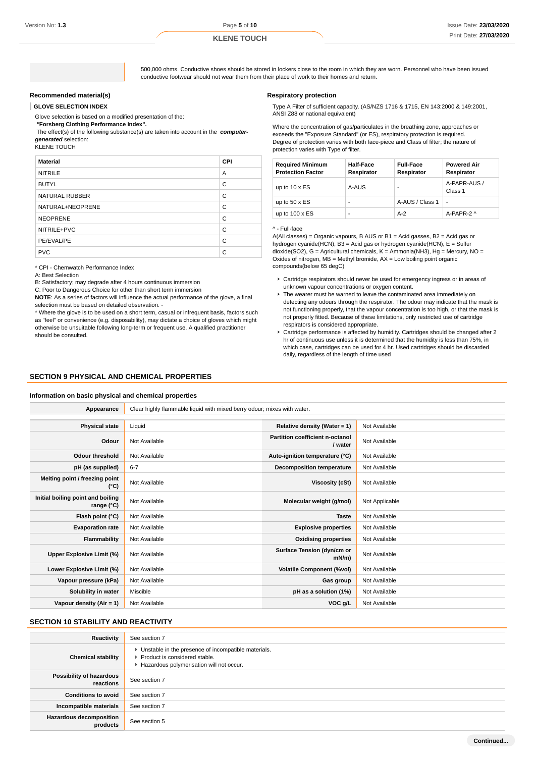| | 500,000 ohms. Conductive shoes should be stored in lockers close to the room in which they are worn. Personnel who have been issued conductive footwear should not wear them from their place of work to their homes and return. |
|---|---|

### Recommended material(s)

**GLOVE SELECTION INDEX**

Glove selection is based on a modified presentation of the:

***"Forsberg Clothing Performance Index".***

The effect(s) of the following substance(s) are taken into account in the ***computer-generated*** selection:

KLENE TOUCH

| Material | CPI |
|---|---|
| NITRILE | A |
| BUTYL | C |
| NATURAL RUBBER | C |
| NATURAL+NEOPRENE | C |
| NEOPRENE | C |
| NITRILE+PVC | C |
| PE/EVAL/PE | C |
| PVC | C |

* CPI - Chemwatch Performance Index

A: Best Selection

B: Satisfactory; may degrade after 4 hours continuous immersion

C: Poor to Dangerous Choice for other than short term immersion

**NOTE**: As a series of factors will influence the actual performance of the glove, a final selection must be based on detailed observation. -

* Where the glove is to be used on a short term, casual or infrequent basis, factors such as "feel" or convenience (e.g. disposability), may dictate a choice of gloves which might otherwise be unsuitable following long-term or frequent use. A qualified practitioner should be consulted.

### Respiratory protection

Type A Filter of sufficient capacity. (AS/NZS 1716 & 1715, EN 143:2000 & 149:2001, ANSI Z88 or national equivalent)

Where the concentration of gas/particulates in the breathing zone, approaches or exceeds the "Exposure Standard" (or ES), respiratory protection is required.

Degree of protection varies with both face-piece and Class of filter; the nature of protection varies with Type of filter.

| Required Minimum Protection Factor | Half-Face Respirator | Full-Face Respirator | Powered Air Respirator |
|---|---|---|---|
| up to 10 x ES | A-AUS | - | A-PAPR-AUS / Class 1 |
| up to 50 x ES | - | A-AUS / Class 1 | - |
| up to 100 x ES | - | A-2 | A-PAPR-2 ^ |

^ - Full-face

A(All classes) = Organic vapours, B AUS or B1 = Acid gasses, B2 = Acid gas or hydrogen cyanide(HCN), B3 = Acid gas or hydrogen cyanide(HCN), E = Sulfur dioxide(SO2), G = Agricultural chemicals, K = Ammonia(NH3), Hg = Mercury, NO = Oxides of nitrogen, MB = Methyl bromide, AX = Low boiling point organic compounds(below 65 degC)

- Cartridge respirators should never be used for emergency ingress or in areas of unknown vapour concentrations or oxygen content.
- The wearer must be warned to leave the contaminated area immediately on detecting any odours through the respirator. The odour may indicate that the mask is not functioning properly, that the vapour concentration is too high, or that the mask is not properly fitted. Because of these limitations, only restricted use of cartridge respirators is considered appropriate.
- Cartridge performance is affected by humidity. Cartridges should be changed after 2 hr of continuous use unless it is determined that the humidity is less than 75%, in which case, cartridges can be used for 4 hr. Used cartridges should be discarded daily, regardless of the length of time used

## SECTION 9 PHYSICAL AND CHEMICAL PROPERTIES

### Information on basic physical and chemical properties

| **Appearance** | Clear highly flammable liquid with mixed berry odour; mixes with water. | | |
|---|---|---|---|
| **Physical state** | Liquid | **Relative density (Water = 1)** | Not Available |
| **Odour** | Not Available | **Partition coefficient n-octanol / water** | Not Available |
| **Odour threshold** | Not Available | **Auto-ignition temperature (°C)** | Not Available |
| **pH (as supplied)** | 6-7 | **Decomposition temperature** | Not Available |
| **Melting point / freezing point (°C)** | Not Available | **Viscosity (cSt)** | Not Available |
| **Initial boiling point and boiling range (°C)** | Not Available | **Molecular weight (g/mol)** | Not Applicable |
| **Flash point (°C)** | Not Available | **Taste** | Not Available |
| **Evaporation rate** | Not Available | **Explosive properties** | Not Available |
| **Flammability** | Not Available | **Oxidising properties** | Not Available |
| **Upper Explosive Limit (%)** | Not Available | **Surface Tension (dyn/cm or mN/m)** | Not Available |
| **Lower Explosive Limit (%)** | Not Available | **Volatile Component (%vol)** | Not Available |
| **Vapour pressure (kPa)** | Not Available | **Gas group** | Not Available |
| **Solubility in water** | Miscible | **pH as a solution (1%)** | Not Available |
| **Vapour density (Air = 1)** | Not Available | **VOC g/L** | Not Available |

## SECTION 10 STABILITY AND REACTIVITY

| **Reactivity** | See section 7 |
|---|---|
| **Chemical stability** | - Unstable in the presence of incompatible materials.<br>- Product is considered stable.<br>- Hazardous polymerisation will not occur. |
| **Possibility of hazardous reactions** | See section 7 |
| **Conditions to avoid** | See section 7 |
| **Incompatible materials** | See section 7 |
| **Hazardous decomposition products** | See section 5 |

Continued...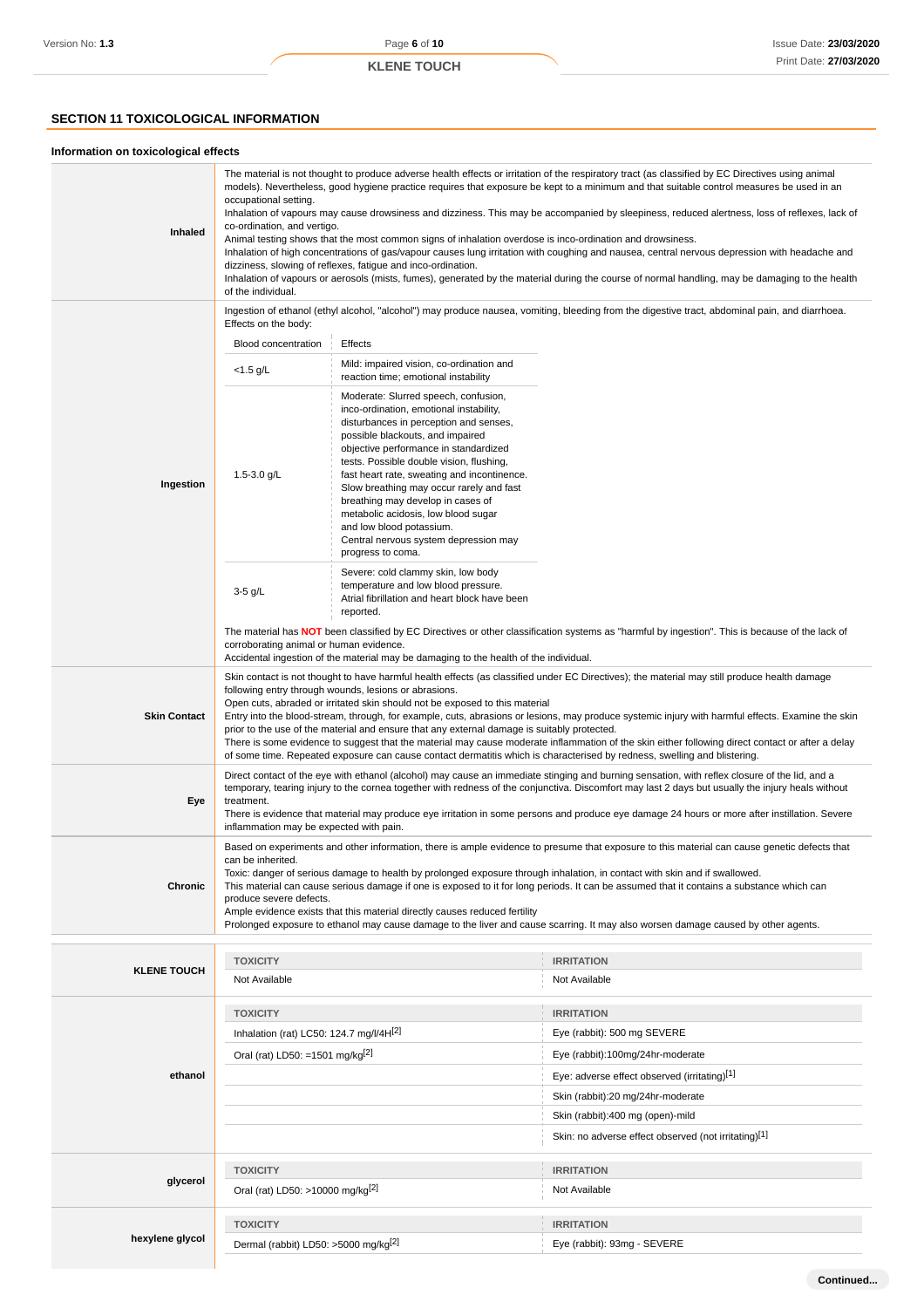## SECTION 11 TOXICOLOGICAL INFORMATION

### Information on toxicological effects

**Inhaled**

The material is not thought to produce adverse health effects or irritation of the respiratory tract (as classified by EC Directives using animal models). Nevertheless, good hygiene practice requires that exposure be kept to a minimum and that suitable control measures be used in an occupational setting.
Inhalation of vapours may cause drowsiness and dizziness. This may be accompanied by sleepiness, reduced alertness, loss of reflexes, lack of co-ordination, and vertigo.
Animal testing shows that the most common signs of inhalation overdose is inco-ordination and drowsiness.
Inhalation of high concentrations of gas/vapour causes lung irritation with coughing and nausea, central nervous depression with headache and dizziness, slowing of reflexes, fatigue and inco-ordination.
Inhalation of vapours or aerosols (mists, fumes), generated by the material during the course of normal handling, may be damaging to the health of the individual.

**Ingestion**

Ingestion of ethanol (ethyl alcohol, "alcohol") may produce nausea, vomiting, bleeding from the digestive tract, abdominal pain, and diarrhoea.
Effects on the body:

| Blood concentration | Effects |
|---|---|
| <1.5 g/L | Mild: impaired vision, co-ordination and reaction time; emotional instability |
| 1.5-3.0 g/L | Moderate: Slurred speech, confusion, inco-ordination, emotional instability, disturbances in perception and senses, possible blackouts, and impaired objective performance in standardized tests. Possible double vision, flushing, fast heart rate, sweating and incontinence. Slow breathing may occur rarely and fast breathing may develop in cases of metabolic acidosis, low blood sugar and low blood potassium. Central nervous system depression may progress to coma. |
| 3-5 g/L | Severe: cold clammy skin, low body temperature and low blood pressure. Atrial fibrillation and heart block have been reported. |

The material has **NOT** been classified by EC Directives or other classification systems as "harmful by ingestion". This is because of the lack of corroborating animal or human evidence.
Accidental ingestion of the material may be damaging to the health of the individual.

**Skin Contact**

Skin contact is not thought to have harmful health effects (as classified under EC Directives); the material may still produce health damage following entry through wounds, lesions or abrasions.
Open cuts, abraded or irritated skin should not be exposed to this material
Entry into the blood-stream, through, for example, cuts, abrasions or lesions, may produce systemic injury with harmful effects. Examine the skin prior to the use of the material and ensure that any external damage is suitably protected.
There is some evidence to suggest that the material may cause moderate inflammation of the skin either following direct contact or after a delay of some time. Repeated exposure can cause contact dermatitis which is characterised by redness, swelling and blistering.

**Eye**

Direct contact of the eye with ethanol (alcohol) may cause an immediate stinging and burning sensation, with reflex closure of the lid, and a temporary, tearing injury to the cornea together with redness of the conjunctiva. Discomfort may last 2 days but usually the injury heals without treatment.
There is evidence that material may produce eye irritation in some persons and produce eye damage 24 hours or more after instillation. Severe inflammation may be expected with pain.

**Chronic**

Based on experiments and other information, there is ample evidence to presume that exposure to this material can cause genetic defects that can be inherited.
Toxic: danger of serious damage to health by prolonged exposure through inhalation, in contact with skin and if swallowed.
This material can cause serious damage if one is exposed to it for long periods. It can be assumed that it contains a substance which can produce severe defects.
Ample evidence exists that this material directly causes reduced fertility
Prolonged exposure to ethanol may cause damage to the liver and cause scarring. It may also worsen damage caused by other agents.

| | TOXICITY | IRRITATION |
|---|---|---|
| **KLENE TOUCH** | Not Available | Not Available |
| **ethanol** | Inhalation (rat) LC50: 124.7 mg/l/4H[2] | Eye (rabbit): 500 mg SEVERE |
| | Oral (rat) LD50: =1501 mg/kg[2] | Eye (rabbit):100mg/24hr-moderate |
| | | Eye: adverse effect observed (irritating)[1] |
| | | Skin (rabbit):20 mg/24hr-moderate |
| | | Skin (rabbit):400 mg (open)-mild |
| | | Skin: no adverse effect observed (not irritating)[1] |
| **glycerol** | Oral (rat) LD50: >10000 mg/kg[2] | Not Available |
| **hexylene glycol** | Dermal (rabbit) LD50: >5000 mg/kg[2] | Eye (rabbit): 93mg - SEVERE |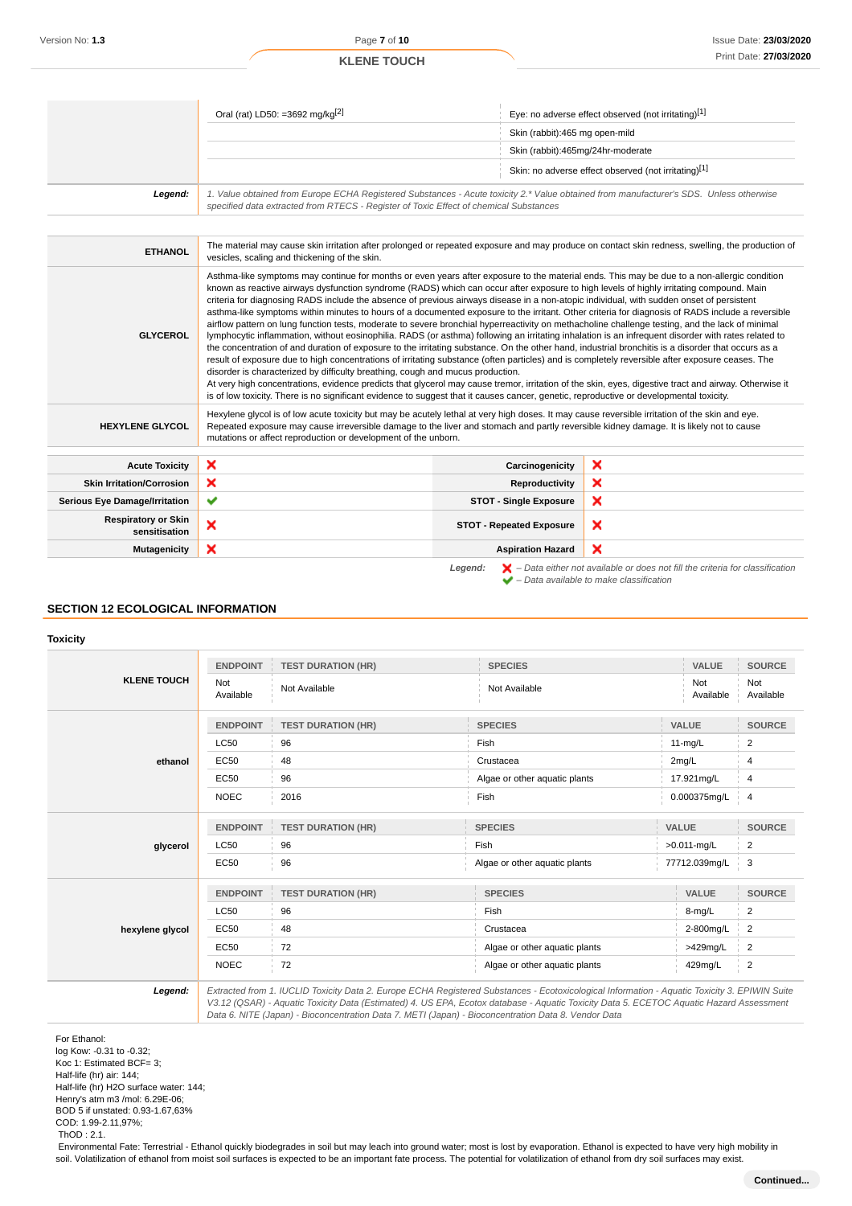| | | |
|---|---|---|
| | Oral (rat) LD50: =3692 mg/kg[2] | Eye: no adverse effect observed (not irritating)[1] |
| | | Skin (rabbit):465 mg open-mild |
| | | Skin (rabbit):465mg/24hr-moderate |
| | | Skin: no adverse effect observed (not irritating)[1] |
| ***Legend:*** | *1. Value obtained from Europe ECHA Registered Substances - Acute toxicity 2.* Value obtained from manufacturer's SDS. Unless otherwise specified data extracted from RTECS - Register of Toxic Effect of chemical Substances* | |

| | |
|---|---|
| **ETHANOL** | The material may cause skin irritation after prolonged or repeated exposure and may produce on contact skin redness, swelling, the production of vesicles, scaling and thickening of the skin. |
| **GLYCEROL** | Asthma-like symptoms may continue for months or even years after exposure to the material ends. This may be due to a non-allergic condition known as reactive airways dysfunction syndrome (RADS) which can occur after exposure to high levels of highly irritating compound. Main criteria for diagnosing RADS include the absence of previous airways disease in a non-atopic individual, with sudden onset of persistent asthma-like symptoms within minutes to hours of a documented exposure to the irritant. Other criteria for diagnosis of RADS include a reversible airflow pattern on lung function tests, moderate to severe bronchial hyperreactivity on methacholine challenge testing, and the lack of minimal lymphocytic inflammation, without eosinophilia. RADS (or asthma) following an irritating inhalation is an infrequent disorder with rates related to the concentration of and duration of exposure to the irritating substance. On the other hand, industrial bronchitis is a disorder that occurs as a result of exposure due to high concentrations of irritating substance (often particles) and is completely reversible after exposure ceases. The disorder is characterized by difficulty breathing, cough and mucus production.<br>At very high concentrations, evidence predicts that glycerol may cause tremor, irritation of the skin, eyes, digestive tract and airway. Otherwise it is of low toxicity. There is no significant evidence to suggest that it causes cancer, genetic, reproductive or developmental toxicity. |
| **HEXYLENE GLYCOL** | Hexylene glycol is of low acute toxicity but may be acutely lethal at very high doses. It may cause reversible irritation of the skin and eye. Repeated exposure may cause irreversible damage to the liver and stomach and partly reversible kidney damage. It is likely not to cause mutations or affect reproduction or development of the unborn. |

| | | | |
|---|---|---|---|
| **Acute Toxicity** | ✘ | **Carcinogenicity** | ✘ |
| **Skin Irritation/Corrosion** | ✘ | **Reproductivity** | ✘ |
| **Serious Eye Damage/Irritation** | ✔ | **STOT - Single Exposure** | ✘ |
| **Respiratory or Skin sensitisation** | ✘ | **STOT - Repeated Exposure** | ✘ |
| **Mutagenicity** | ✘ | **Aspiration Hazard** | ✘ |

***Legend:*** ✘ *– Data either not available or does not fill the criteria for classification*
✔ *– Data available to make classification*

## SECTION 12 ECOLOGICAL INFORMATION

### Toxicity

| | ENDPOINT | TEST DURATION (HR) | SPECIES | VALUE | SOURCE |
|---|---|---|---|---|---|
| **KLENE TOUCH** | Not Available | Not Available | Not Available | Not Available | Not Available |
| | **ENDPOINT** | **TEST DURATION (HR)** | **SPECIES** | **VALUE** | **SOURCE** |
| **ethanol** | LC50 | 96 | Fish | 11-mg/L | 2 |
| | EC50 | 48 | Crustacea | 2mg/L | 4 |
| | EC50 | 96 | Algae or other aquatic plants | 17.921mg/L | 4 |
| | NOEC | 2016 | Fish | 0.000375mg/L | 4 |
| | **ENDPOINT** | **TEST DURATION (HR)** | **SPECIES** | **VALUE** | **SOURCE** |
| **glycerol** | LC50 | 96 | Fish | >0.011-mg/L | 2 |
| | EC50 | 96 | Algae or other aquatic plants | 77712.039mg/L | 3 |
| | **ENDPOINT** | **TEST DURATION (HR)** | **SPECIES** | **VALUE** | **SOURCE** |
| **hexylene glycol** | LC50 | 96 | Fish | 8-mg/L | 2 |
| | EC50 | 48 | Crustacea | 2-800mg/L | 2 |
| | EC50 | 72 | Algae or other aquatic plants | >429mg/L | 2 |
| | NOEC | 72 | Algae or other aquatic plants | 429mg/L | 2 |
| ***Legend:*** | *Extracted from 1. IUCLID Toxicity Data 2. Europe ECHA Registered Substances - Ecotoxicological Information - Aquatic Toxicity 3. EPIWIN Suite V3.12 (QSAR) - Aquatic Toxicity Data (Estimated) 4. US EPA, Ecotox database - Aquatic Toxicity Data 5. ECETOC Aquatic Hazard Assessment Data 6. NITE (Japan) - Bioconcentration Data 7. METI (Japan) - Bioconcentration Data 8. Vendor Data* | | | | |

For Ethanol:
log Kow: -0.31 to -0.32;
Koc 1: Estimated BCF= 3;
Half-life (hr) air: 144;
Half-life (hr) H2O surface water: 144;
Henry's atm m3 /mol: 6.29E-06;
BOD 5 if unstated: 0.93-1.67,63%
COD: 1.99-2.11,97%;
ThOD : 2.1.

Environmental Fate: Terrestrial - Ethanol quickly biodegrades in soil but may leach into ground water; most is lost by evaporation. Ethanol is expected to have very high mobility in soil. Volatilization of ethanol from moist soil surfaces is expected to be an important fate process. The potential for volatilization of ethanol from dry soil surfaces may exist.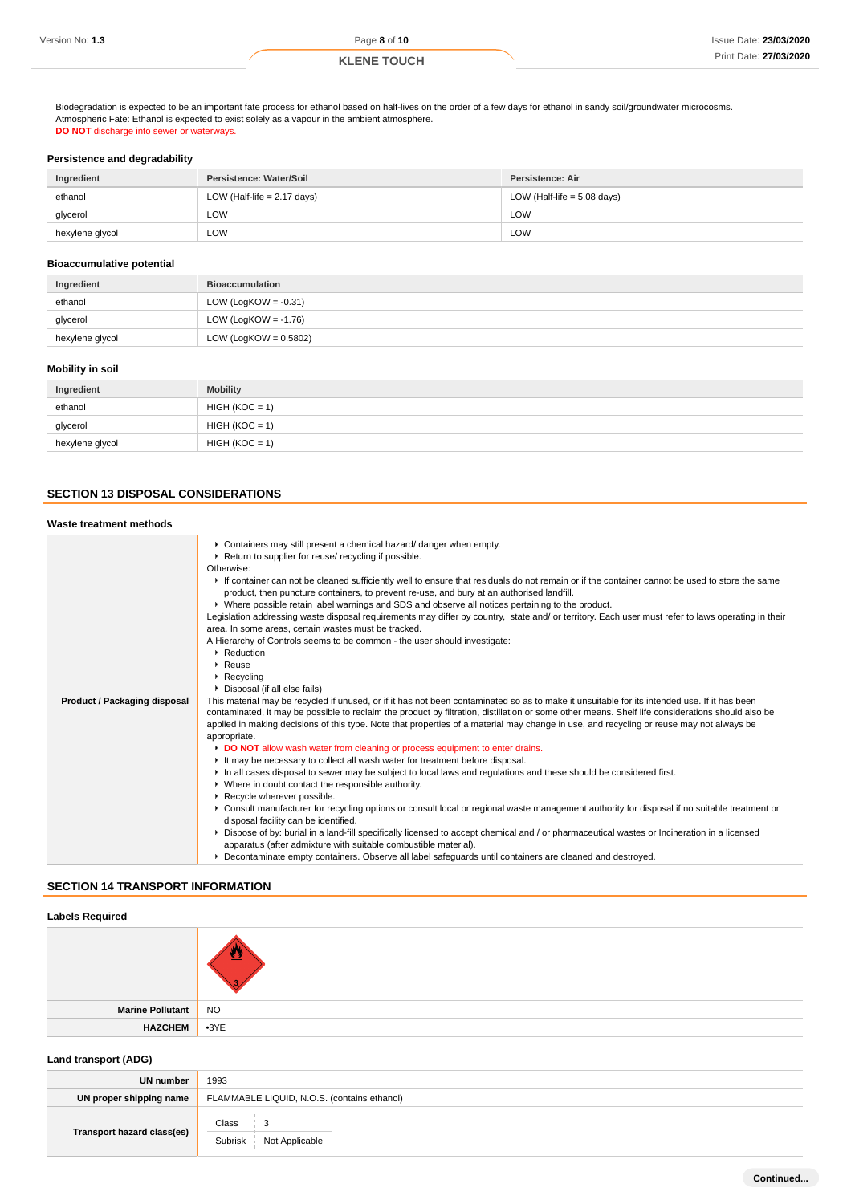Biodegradation is expected to be an important fate process for ethanol based on half-lives on the order of a few days for ethanol in sandy soil/groundwater microcosms.
Atmospheric Fate: Ethanol is expected to exist solely as a vapour in the ambient atmosphere.
**DO NOT** discharge into sewer or waterways.

### Persistence and degradability

| Ingredient | Persistence: Water/Soil | Persistence: Air |
|---|---|---|
| ethanol | LOW (Half-life = 2.17 days) | LOW (Half-life = 5.08 days) |
| glycerol | LOW | LOW |
| hexylene glycol | LOW | LOW |

### Bioaccumulative potential

| Ingredient | Bioaccumulation |
|---|---|
| ethanol | LOW (LogKOW = -0.31) |
| glycerol | LOW (LogKOW = -1.76) |
| hexylene glycol | LOW (LogKOW = 0.5802) |

### Mobility in soil

| Ingredient | Mobility |
|---|---|
| ethanol | HIGH (KOC = 1) |
| glycerol | HIGH (KOC = 1) |
| hexylene glycol | HIGH (KOC = 1) |

## SECTION 13 DISPOSAL CONSIDERATIONS

### Waste treatment methods

**Product / Packaging disposal**

- Containers may still present a chemical hazard/ danger when empty.
- Return to supplier for reuse/ recycling if possible.

Otherwise:

- If container can not be cleaned sufficiently well to ensure that residuals do not remain or if the container cannot be used to store the same product, then puncture containers, to prevent re-use, and bury at an authorised landfill.
- Where possible retain label warnings and SDS and observe all notices pertaining to the product.

Legislation addressing waste disposal requirements may differ by country, state and/ or territory. Each user must refer to laws operating in their area. In some areas, certain wastes must be tracked.
A Hierarchy of Controls seems to be common - the user should investigate:

- Reduction
- Reuse
- Recycling
- Disposal (if all else fails)

This material may be recycled if unused, or if it has not been contaminated so as to make it unsuitable for its intended use. If it has been contaminated, it may be possible to reclaim the product by filtration, distillation or some other means. Shelf life considerations should also be applied in making decisions of this type. Note that properties of a material may change in use, and recycling or reuse may not always be appropriate.

- **DO NOT** allow wash water from cleaning or process equipment to enter drains.
- It may be necessary to collect all wash water for treatment before disposal.
- In all cases disposal to sewer may be subject to local laws and regulations and these should be considered first.
- Where in doubt contact the responsible authority.
- Recycle wherever possible.
- Consult manufacturer for recycling options or consult local or regional waste management authority for disposal if no suitable treatment or disposal facility can be identified.
- Dispose of by: burial in a land-fill specifically licensed to accept chemical and / or pharmaceutical wastes or Incineration in a licensed apparatus (after admixture with suitable combustible material).
- Decontaminate empty containers. Observe all label safeguards until containers are cleaned and destroyed.

## SECTION 14 TRANSPORT INFORMATION

### Labels Required

| | |
|---|---|
| | 3 |
| **Marine Pollutant** | NO |
| **HAZCHEM** | •3YE |

### Land transport (ADG)

| | |
|---|---|
| **UN number** | 1993 |
| **UN proper shipping name** | FLAMMABLE LIQUID, N.O.S. (contains ethanol) |
| **Transport hazard class(es)** | Class: 3<br>Subrisk: Not Applicable |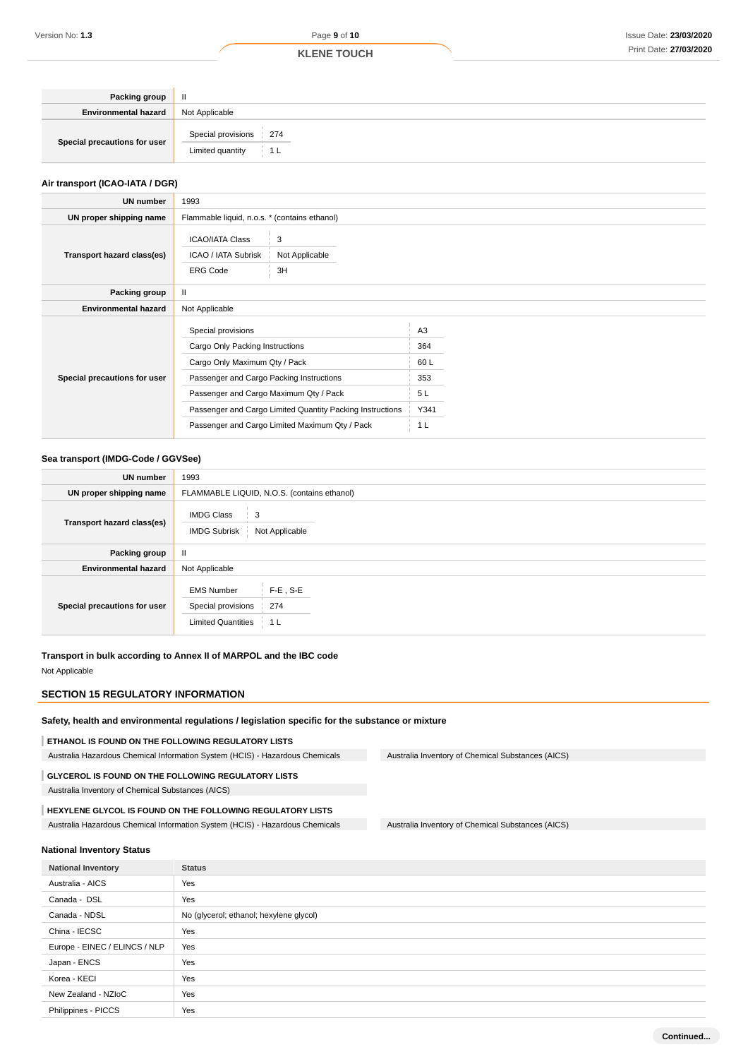| | |
|---|---|
| **Packing group** | II |
| **Environmental hazard** | Not Applicable |
| **Special precautions for user** | Special provisions: 274<br>Limited quantity: 1 L |

### Air transport (ICAO-IATA / DGR)

| | |
|---|---|
| **UN number** | 1993 |
| **UN proper shipping name** | Flammable liquid, n.o.s. * (contains ethanol) |
| **Transport hazard class(es)** | ICAO/IATA Class: 3<br>ICAO / IATA Subrisk: Not Applicable<br>ERG Code: 3H |
| **Packing group** | II |
| **Environmental hazard** | Not Applicable |
| **Special precautions for user** | Special provisions: A3<br>Cargo Only Packing Instructions: 364<br>Cargo Only Maximum Qty / Pack: 60 L<br>Passenger and Cargo Packing Instructions: 353<br>Passenger and Cargo Maximum Qty / Pack: 5 L<br>Passenger and Cargo Limited Quantity Packing Instructions: Y341<br>Passenger and Cargo Limited Maximum Qty / Pack: 1 L |

### Sea transport (IMDG-Code / GGVSee)

| | |
|---|---|
| **UN number** | 1993 |
| **UN proper shipping name** | FLAMMABLE LIQUID, N.O.S. (contains ethanol) |
| **Transport hazard class(es)** | IMDG Class: 3<br>IMDG Subrisk: Not Applicable |
| **Packing group** | II |
| **Environmental hazard** | Not Applicable |
| **Special precautions for user** | EMS Number: F-E , S-E<br>Special provisions: 274<br>Limited Quantities: 1 L |

### Transport in bulk according to Annex II of MARPOL and the IBC code

Not Applicable

## SECTION 15 REGULATORY INFORMATION

### Safety, health and environmental regulations / legislation specific for the substance or mixture

**ETHANOL IS FOUND ON THE FOLLOWING REGULATORY LISTS**

- Australia Hazardous Chemical Information System (HCIS) - Hazardous Chemicals
- Australia Inventory of Chemical Substances (AICS)

**GLYCEROL IS FOUND ON THE FOLLOWING REGULATORY LISTS**

- Australia Inventory of Chemical Substances (AICS)

**HEXYLENE GLYCOL IS FOUND ON THE FOLLOWING REGULATORY LISTS**

- Australia Hazardous Chemical Information System (HCIS) - Hazardous Chemicals
- Australia Inventory of Chemical Substances (AICS)

### National Inventory Status

| National Inventory | Status |
|---|---|
| Australia - AICS | Yes |
| Canada - DSL | Yes |
| Canada - NDSL | No (glycerol; ethanol; hexylene glycol) |
| China - IECSC | Yes |
| Europe - EINEC / ELINCS / NLP | Yes |
| Japan - ENCS | Yes |
| Korea - KECI | Yes |
| New Zealand - NZIoC | Yes |
| Philippines - PICCS | Yes |

Continued...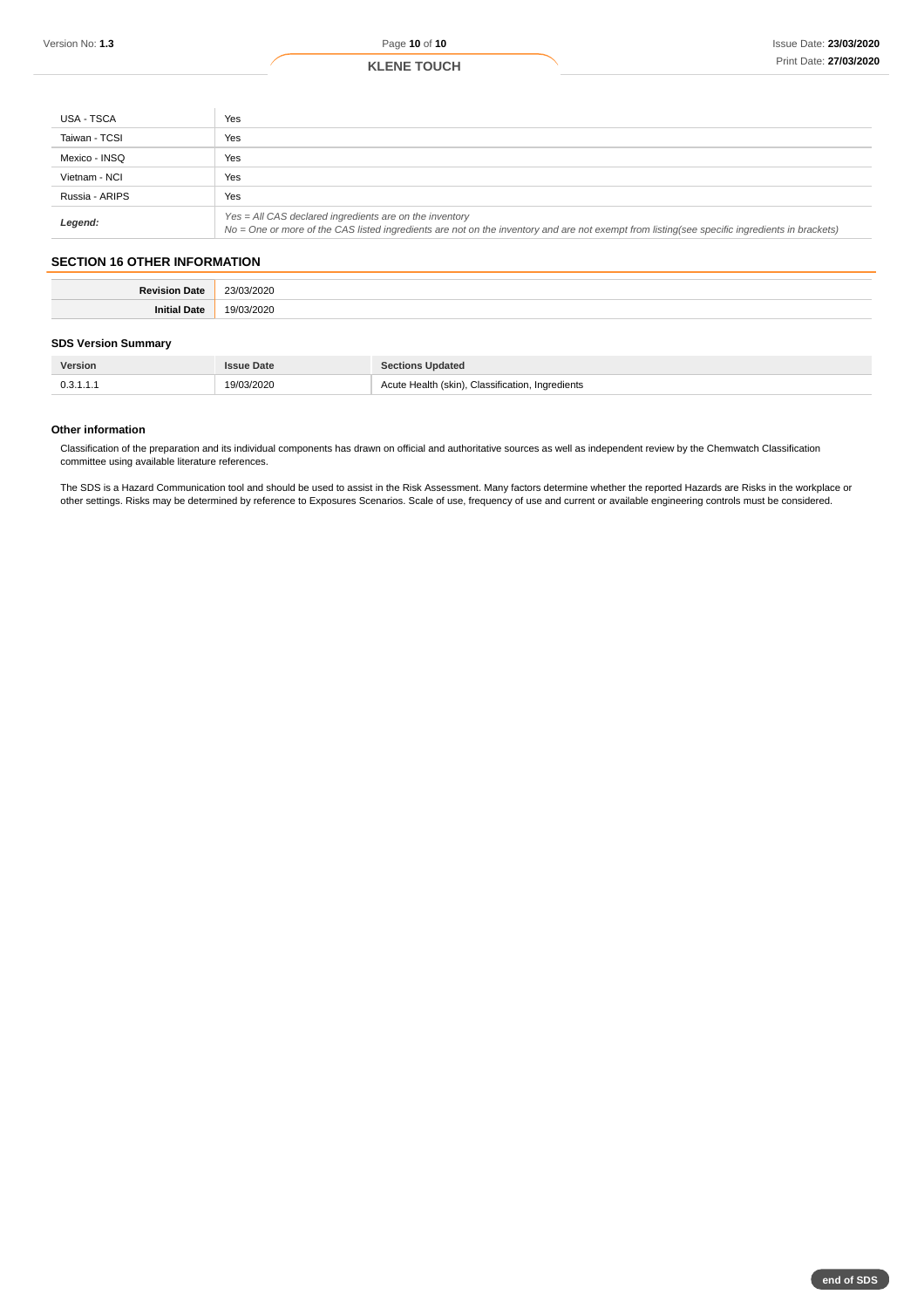| | |
|---|---|
| USA - TSCA | Yes |
| Taiwan - TCSI | Yes |
| Mexico - INSQ | Yes |
| Vietnam - NCI | Yes |
| Russia - ARIPS | Yes |
| ***Legend:*** | *Yes = All CAS declared ingredients are on the inventory*<br>*No = One or more of the CAS listed ingredients are not on the inventory and are not exempt from listing(see specific ingredients in brackets)* |

## SECTION 16 OTHER INFORMATION

| | |
|---|---|
| **Revision Date** | 23/03/2020 |
| **Initial Date** | 19/03/2020 |

### SDS Version Summary

| Version | Issue Date | Sections Updated |
|---|---|---|
| 0.3.1.1.1 | 19/03/2020 | Acute Health (skin), Classification, Ingredients |

### Other information

Classification of the preparation and its individual components has drawn on official and authoritative sources as well as independent review by the Chemwatch Classification committee using available literature references.

The SDS is a Hazard Communication tool and should be used to assist in the Risk Assessment. Many factors determine whether the reported Hazards are Risks in the workplace or other settings. Risks may be determined by reference to Exposures Scenarios. Scale of use, frequency of use and current or available engineering controls must be considered.

end of SDS